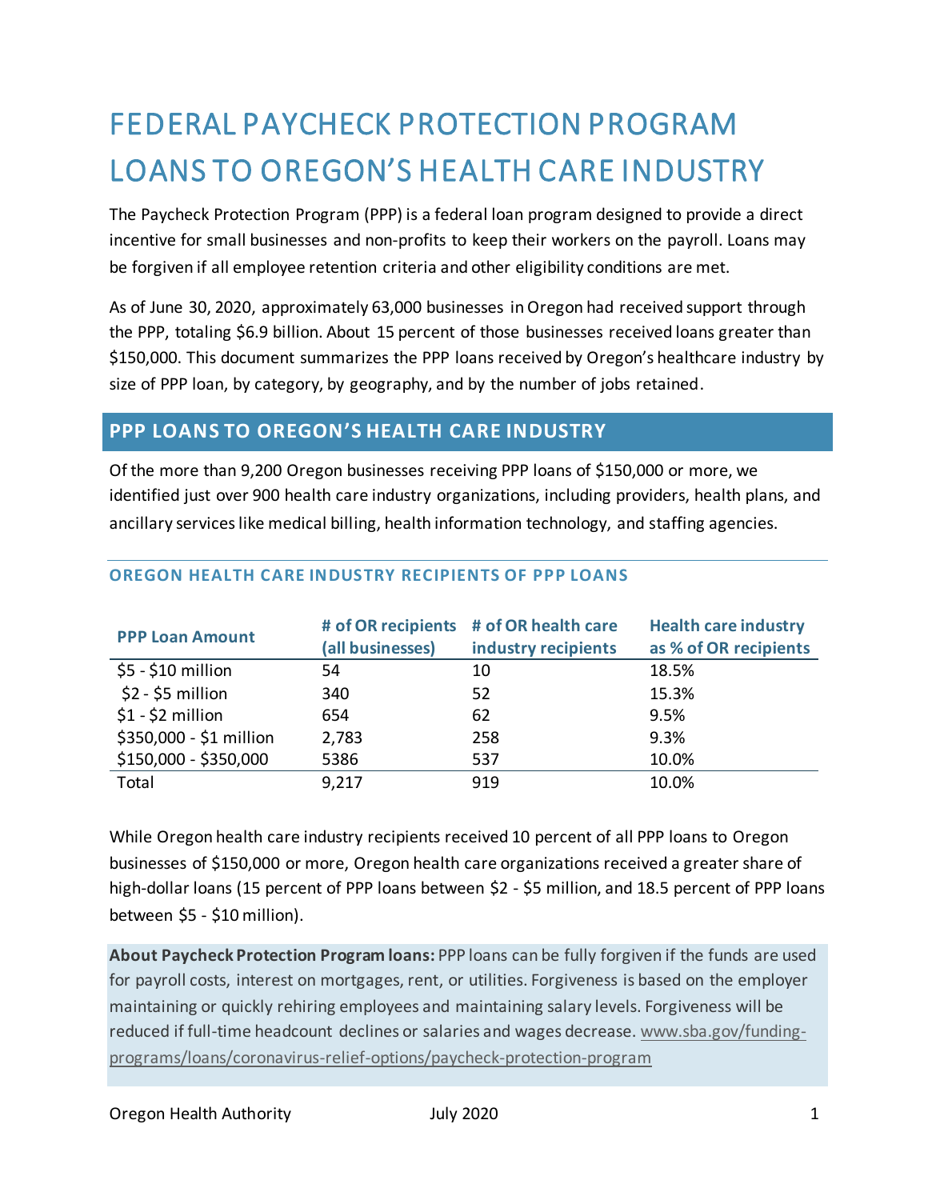# FEDERAL PAYCHECK PROTECTION PROGRAM LOANS TO OREGON'S HEALTH CARE INDUSTRY

The Paycheck Protection Program (PPP) is a federal loan program designed to provide a direct incentive for small businesses and non-profits to keep their workers on the payroll. Loans may be forgiven if all employee retention criteria and other eligibility conditions are met.

As of June 30, 2020, approximately 63,000 businesses in Oregon had received support through the PPP, totaling $6.9 billion. About 15 percent of those businesses received loans greater than $150,000. This document summarizes the PPP loans received by Oregon's healthcare industry by size of PPP loan, by category, by geography, and by the number of jobs retained.

## PPP LOANS TO OREGON'S HEALTH CARE INDUSTRY

Of the more than 9,200 Oregon businesses receiving PPP loans of $150,000 or more, we identified just over 900 health care industry organizations, including providers, health plans, and ancillary services like medical billing, health information technology, and staffing agencies.

### OREGON HEALTH CARE INDUSTRY RECIPIENTS OF PPP LOANS

| PPP Loan Amount | # of OR recipients (all businesses) | # of OR health care industry recipients | Health care industry as % of OR recipients |
|---|---|---|---|
| $5 - $10 million | 54 | 10 | 18.5% |
| $2 - $5 million | 340 | 52 | 15.3% |
| $1 - $2 million | 654 | 62 | 9.5% |
| $350,000 - $1 million | 2,783 | 258 | 9.3% |
| $150,000 - $350,000 | 5386 | 537 | 10.0% |
| Total | 9,217 | 919 | 10.0% |

While Oregon health care industry recipients received 10 percent of all PPP loans to Oregon businesses of $150,000 or more, Oregon health care organizations received a greater share of high-dollar loans (15 percent of PPP loans between $2 - $5 million, and 18.5 percent of PPP loans between $5 - $10 million).

**About Paycheck Protection Program loans:** PPP loans can be fully forgiven if the funds are used for payroll costs, interest on mortgages, rent, or utilities. Forgiveness is based on the employer maintaining or quickly rehiring employees and maintaining salary levels. Forgiveness will be reduced if full-time headcount declines or salaries and wages decrease. www.sba.gov/funding-programs/loans/coronavirus-relief-options/paycheck-protection-program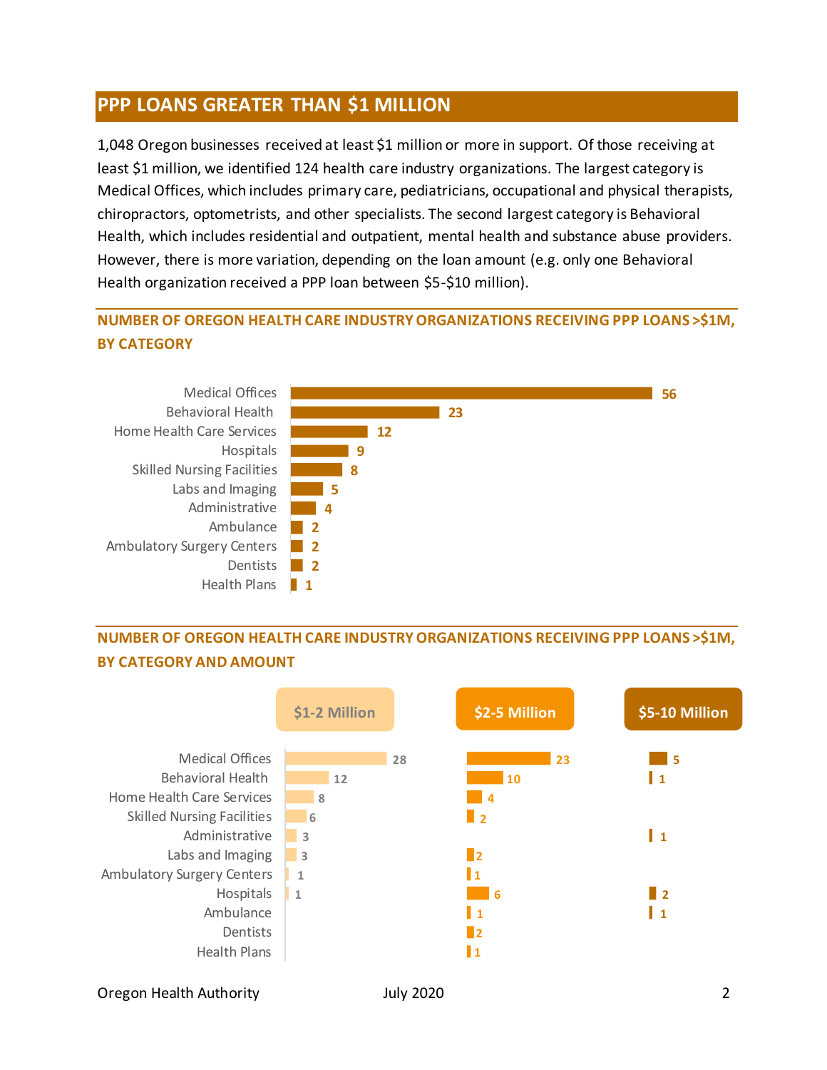## PPP LOANS GREATER THAN $1 MILLION

1,048 Oregon businesses received at least $1 million or more in support. Of those receiving at least $1 million, we identified 124 health care industry organizations. The largest category is Medical Offices, which includes primary care, pediatricians, occupational and physical therapists, chiropractors, optometrists, and other specialists. The second largest category is Behavioral Health, which includes residential and outpatient, mental health and substance abuse providers. However, there is more variation, depending on the loan amount (e.g. only one Behavioral Health organization received a PPP loan between $5-$10 million).

### NUMBER OF OREGON HEALTH CARE INDUSTRY ORGANIZATIONS RECEIVING PPP LOANS >$1M, BY CATEGORY

| Category | Number |
|---|---|
| Medical Offices | 56 |
| Behavioral Health | 23 |
| Home Health Care Services | 12 |
| Hospitals | 9 |
| Skilled Nursing Facilities | 8 |
| Labs and Imaging | 5 |
| Administrative | 4 |
| Ambulance | 2 |
| Ambulatory Surgery Centers | 2 |
| Dentists | 2 |
| Health Plans | 1 |

### NUMBER OF OREGON HEALTH CARE INDUSTRY ORGANIZATIONS RECEIVING PPP LOANS >$1M, BY CATEGORY AND AMOUNT

| Category | $1-2 Million | $2-5 Million | $5-10 Million |
|---|---|---|---|
| Medical Offices | 28 | 23 | 5 |
| Behavioral Health | 12 | 10 | 1 |
| Home Health Care Services | 8 | 4 | |
| Skilled Nursing Facilities | 6 | 2 | |
| Administrative | 3 | | 1 |
| Labs and Imaging | 3 | 2 | |
| Ambulatory Surgery Centers | 1 | 1 | |
| Hospitals | 1 | 6 | 2 |
| Ambulance | | 1 | 1 |
| Dentists | | 2 | |
| Health Plans | | 1 | |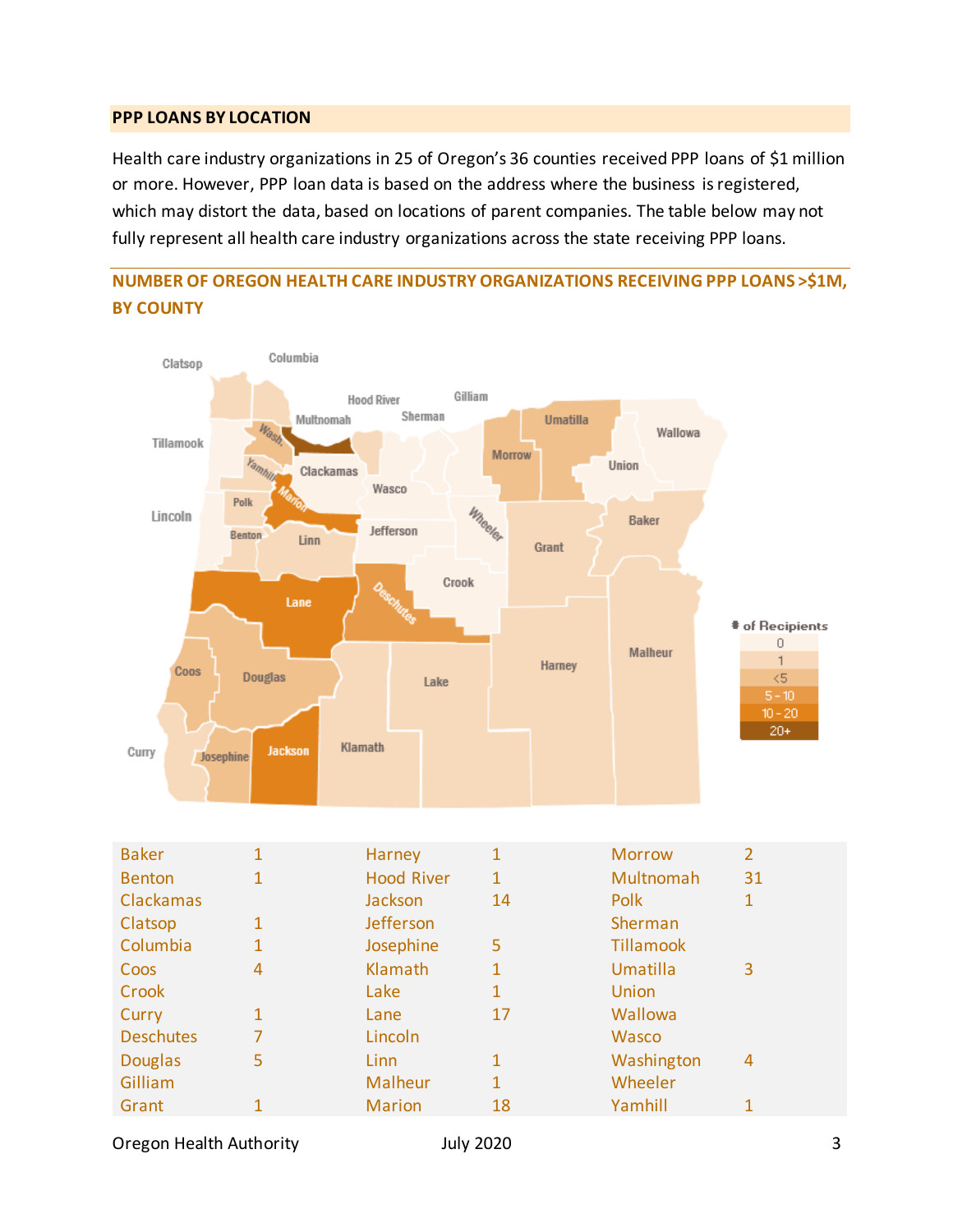## PPP LOANS BY LOCATION

Health care industry organizations in 25 of Oregon's 36 counties received PPP loans of $1 million or more. However, PPP loan data is based on the address where the business is registered, which may distort the data, based on locations of parent companies. The table below may not fully represent all health care industry organizations across the state receiving PPP loans.

### NUMBER OF OREGON HEALTH CARE INDUSTRY ORGANIZATIONS RECEIVING PPP LOANS >$1M, BY COUNTY

| County | # | County | # | County | # |
|---|---|---|---|---|---|
| Baker | 1 | Harney | 1 | Morrow | 2 |
| Benton | 1 | Hood River | 1 | Multnomah | 31 |
| Clackamas | | Jackson | 14 | Polk | 1 |
| Clatsop | 1 | Jefferson | | Sherman | |
| Columbia | 1 | Josephine | 5 | Tillamook | |
| Coos | 4 | Klamath | 1 | Umatilla | 3 |
| Crook | | Lake | 1 | Union | |
| Curry | 1 | Lane | 17 | Wallowa | |
| Deschutes | 7 | Lincoln | | Wasco | |
| Douglas | 5 | Linn | 1 | Washington | 4 |
| Gilliam | | Malheur | 1 | Wheeler | |
| Grant | 1 | Marion | 18 | Yamhill | 1 |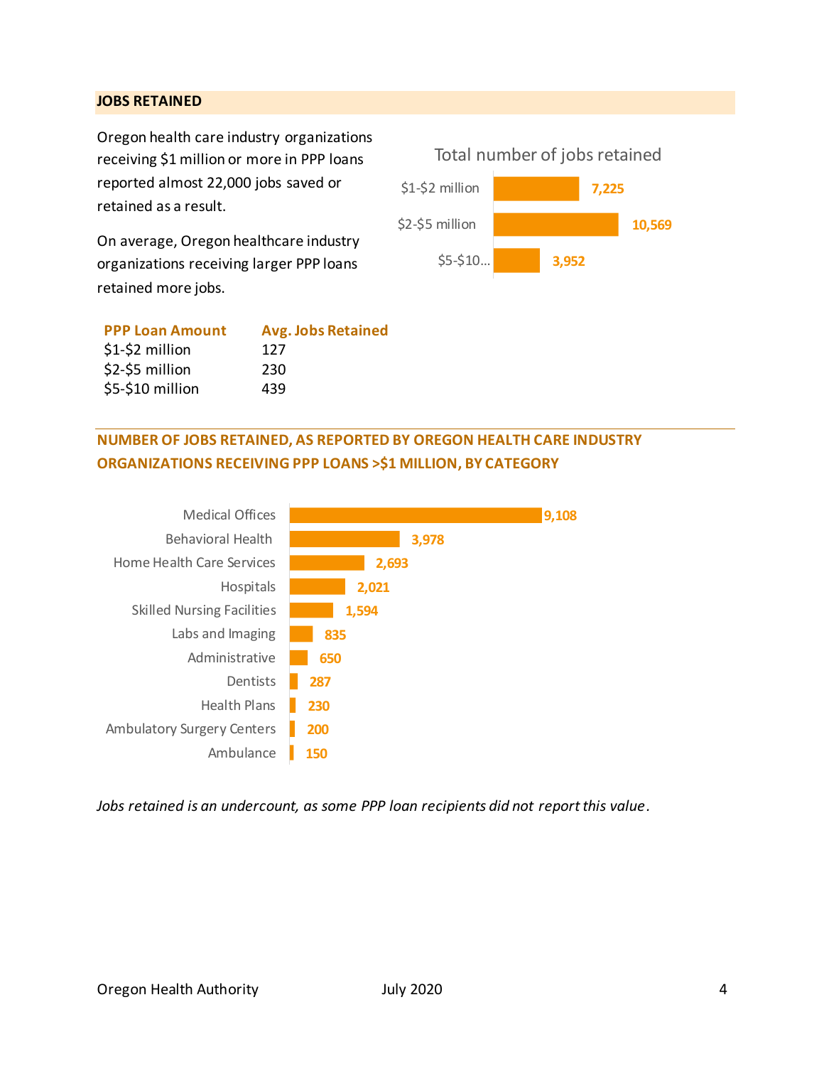## JOBS RETAINED

Oregon health care industry organizations receiving $1 million or more in PPP loans reported almost 22,000 jobs saved or retained as a result.

On average, Oregon healthcare industry organizations receiving larger PPP loans retained more jobs.

Total number of jobs retained

| PPP Loan Amount | Total Jobs Retained |
| --- | --- |
| $1-$2 million | 7,225 |
| $2-$5 million | 10,569 |
| $5-$10... | 3,952 |

| PPP Loan Amount | Avg. Jobs Retained |
| --- | --- |
| $1-$2 million | 127 |
| $2-$5 million | 230 |
| $5-$10 million | 439 |

## NUMBER OF JOBS RETAINED, AS REPORTED BY OREGON HEALTH CARE INDUSTRY ORGANIZATIONS RECEIVING PPP LOANS >$1 MILLION, BY CATEGORY

| Category | Jobs Retained |
| --- | --- |
| Medical Offices | 9,108 |
| Behavioral Health | 3,978 |
| Home Health Care Services | 2,693 |
| Hospitals | 2,021 |
| Skilled Nursing Facilities | 1,594 |
| Labs and Imaging | 835 |
| Administrative | 650 |
| Dentists | 287 |
| Health Plans | 230 |
| Ambulatory Surgery Centers | 200 |
| Ambulance | 150 |

*Jobs retained is an undercount, as some PPP loan recipients did not report this value.*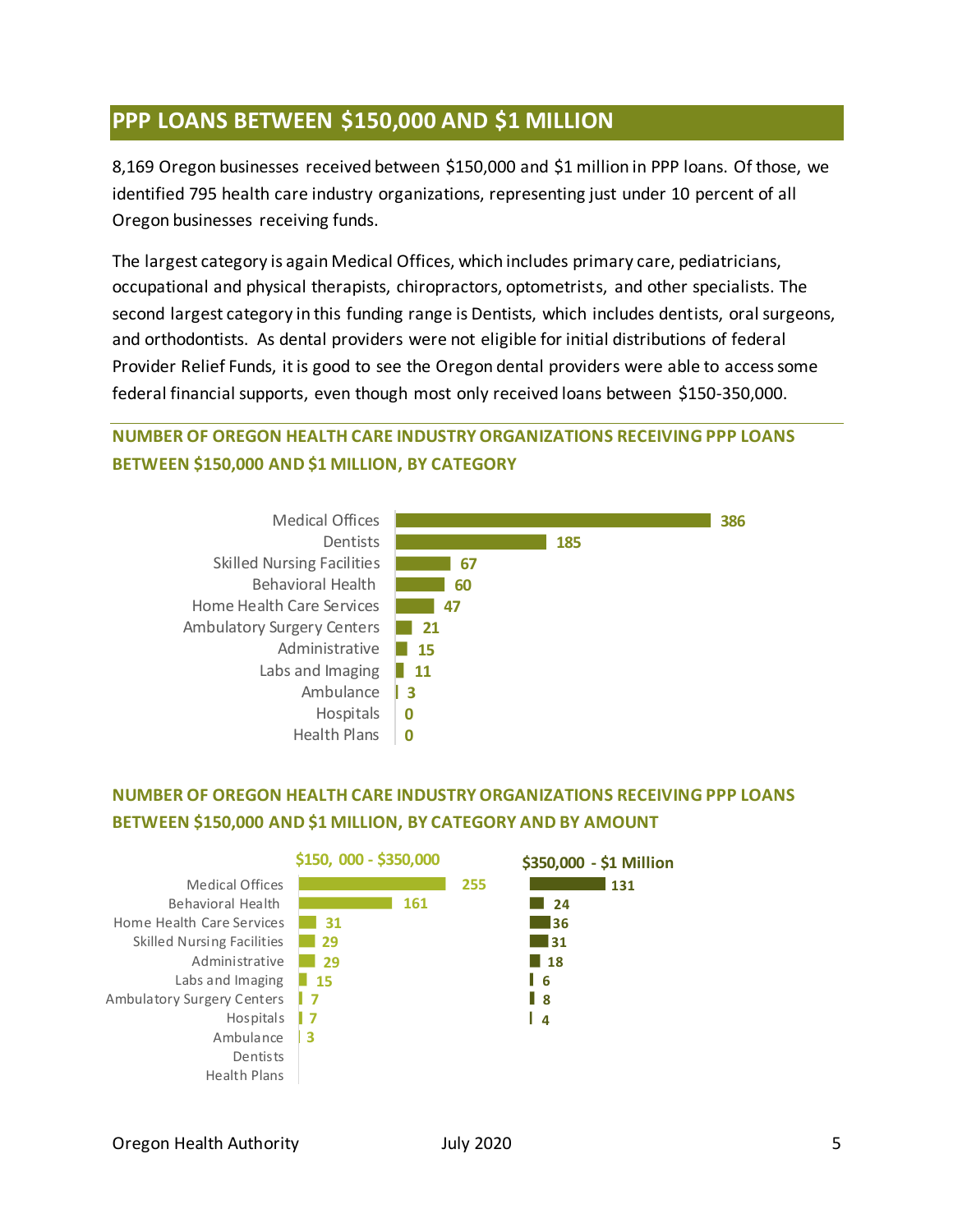## PPP LOANS BETWEEN $150,000 AND $1 MILLION

8,169 Oregon businesses received between $150,000 and $1 million in PPP loans. Of those, we identified 795 health care industry organizations, representing just under 10 percent of all Oregon businesses receiving funds.

The largest category is again Medical Offices, which includes primary care, pediatricians, occupational and physical therapists, chiropractors, optometrists, and other specialists. The second largest category in this funding range is Dentists, which includes dentists, oral surgeons, and orthodontists. As dental providers were not eligible for initial distributions of federal Provider Relief Funds, it is good to see the Oregon dental providers were able to access some federal financial supports, even though most only received loans between $150-350,000.

### NUMBER OF OREGON HEALTH CARE INDUSTRY ORGANIZATIONS RECEIVING PPP LOANS BETWEEN $150,000 AND $1 MILLION, BY CATEGORY

| Category | Number |
|---|---|
| Medical Offices | 386 |
| Dentists | 185 |
| Skilled Nursing Facilities | 67 |
| Behavioral Health | 60 |
| Home Health Care Services | 47 |
| Ambulatory Surgery Centers | 21 |
| Administrative | 15 |
| Labs and Imaging | 11 |
| Ambulance | 3 |
| Hospitals | 0 |
| Health Plans | 0 |

### NUMBER OF OREGON HEALTH CARE INDUSTRY ORGANIZATIONS RECEIVING PPP LOANS BETWEEN $150,000 AND $1 MILLION, BY CATEGORY AND BY AMOUNT

| Category | $150, 000 - $350,000 | $350,000 - $1 Million |
|---|---|---|
| Medical Offices | 255 | 131 |
| Behavioral Health | 161 | 24 |
| Home Health Care Services | 31 | 36 |
| Skilled Nursing Facilities | 29 | 31 |
| Administrative | 29 | 18 |
| Labs and Imaging | 15 | 6 |
| Ambulatory Surgery Centers | 7 | 8 |
| Hospitals | 7 | 4 |
| Ambulance | 3 | |
| Dentists | | |
| Health Plans | | |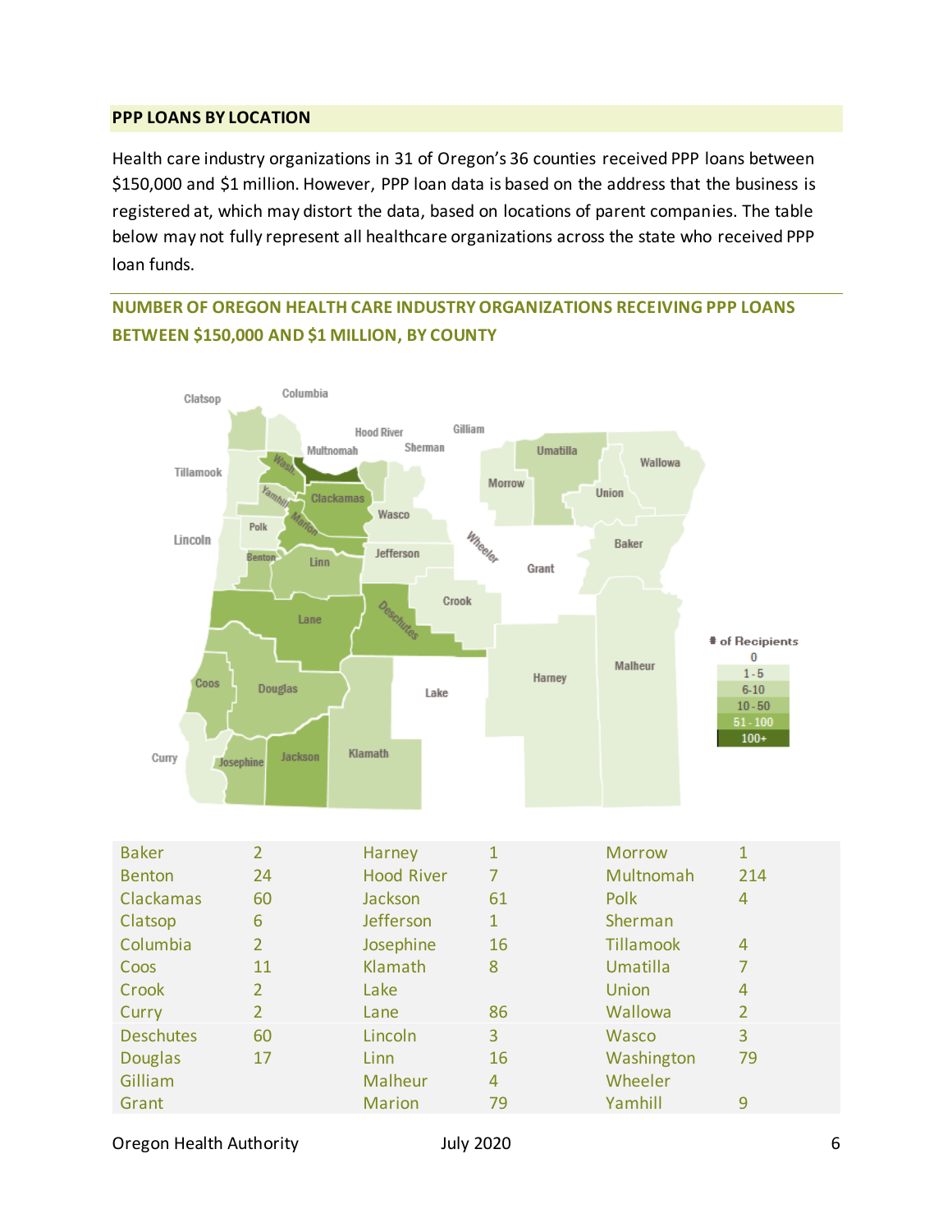## PPP LOANS BY LOCATION

Health care industry organizations in 31 of Oregon's 36 counties received PPP loans between $150,000 and $1 million. However, PPP loan data is based on the address that the business is registered at, which may distort the data, based on locations of parent companies. The table below may not fully represent all healthcare organizations across the state who received PPP loan funds.

### NUMBER OF OREGON HEALTH CARE INDUSTRY ORGANIZATIONS RECEIVING PPP LOANS BETWEEN $150,000 AND $1 MILLION, BY COUNTY

| County | # | County | # | County | # |
|---|---|---|---|---|---|
| Baker | 2 | Harney | 1 | Morrow | 1 |
| Benton | 24 | Hood River | 7 | Multnomah | 214 |
| Clackamas | 60 | Jackson | 61 | Polk | 4 |
| Clatsop | 6 | Jefferson | 1 | Sherman | |
| Columbia | 2 | Josephine | 16 | Tillamook | 4 |
| Coos | 11 | Klamath | 8 | Umatilla | 7 |
| Crook | 2 | Lake | | Union | 4 |
| Curry | 2 | Lane | 86 | Wallowa | 2 |
| Deschutes | 60 | Lincoln | 3 | Wasco | 3 |
| Douglas | 17 | Linn | 16 | Washington | 79 |
| Gilliam | | Malheur | 4 | Wheeler | |
| Grant | | Marion | 79 | Yamhill | 9 |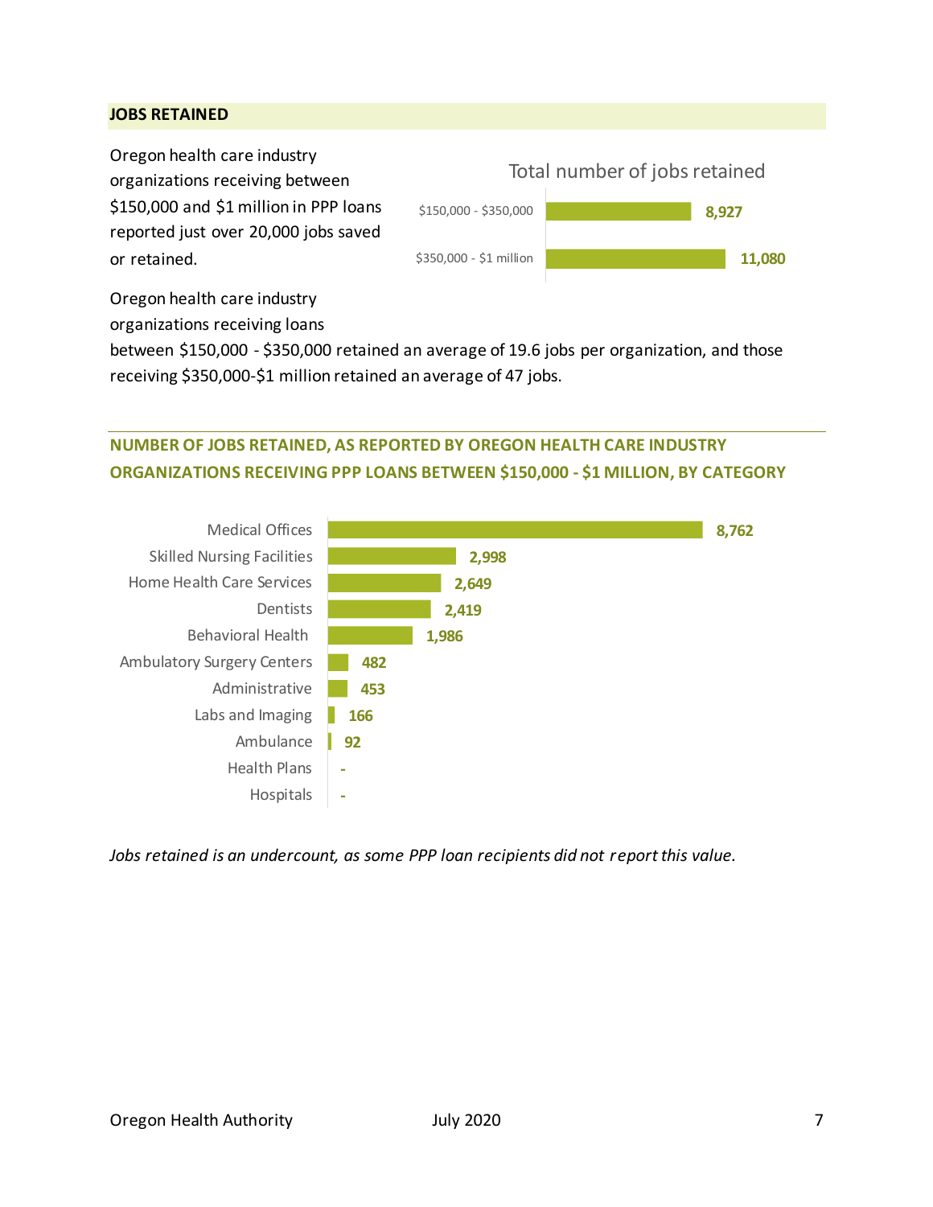## JOBS RETAINED

Oregon health care industry organizations receiving between $150,000 and $1 million in PPP loans reported just over 20,000 jobs saved or retained.

**Total number of jobs retained**

| Loan amount | Jobs retained |
| --- | --- |
| $150,000 - $350,000 | 8,927 |
| $350,000 - $1 million | 11,080 |

Oregon health care industry organizations receiving loans between $150,000 - $350,000 retained an average of 19.6 jobs per organization, and those receiving $350,000-$1 million retained an average of 47 jobs.

## NUMBER OF JOBS RETAINED, AS REPORTED BY OREGON HEALTH CARE INDUSTRY ORGANIZATIONS RECEIVING PPP LOANS BETWEEN $150,000 - $1 MILLION, BY CATEGORY

| Category | Jobs retained |
| --- | --- |
| Medical Offices | 8,762 |
| Skilled Nursing Facilities | 2,998 |
| Home Health Care Services | 2,649 |
| Dentists | 2,419 |
| Behavioral Health | 1,986 |
| Ambulatory Surgery Centers | 482 |
| Administrative | 453 |
| Labs and Imaging | 166 |
| Ambulance | 92 |
| Health Plans | - |
| Hospitals | - |

*Jobs retained is an undercount, as some PPP loan recipients did not report this value.*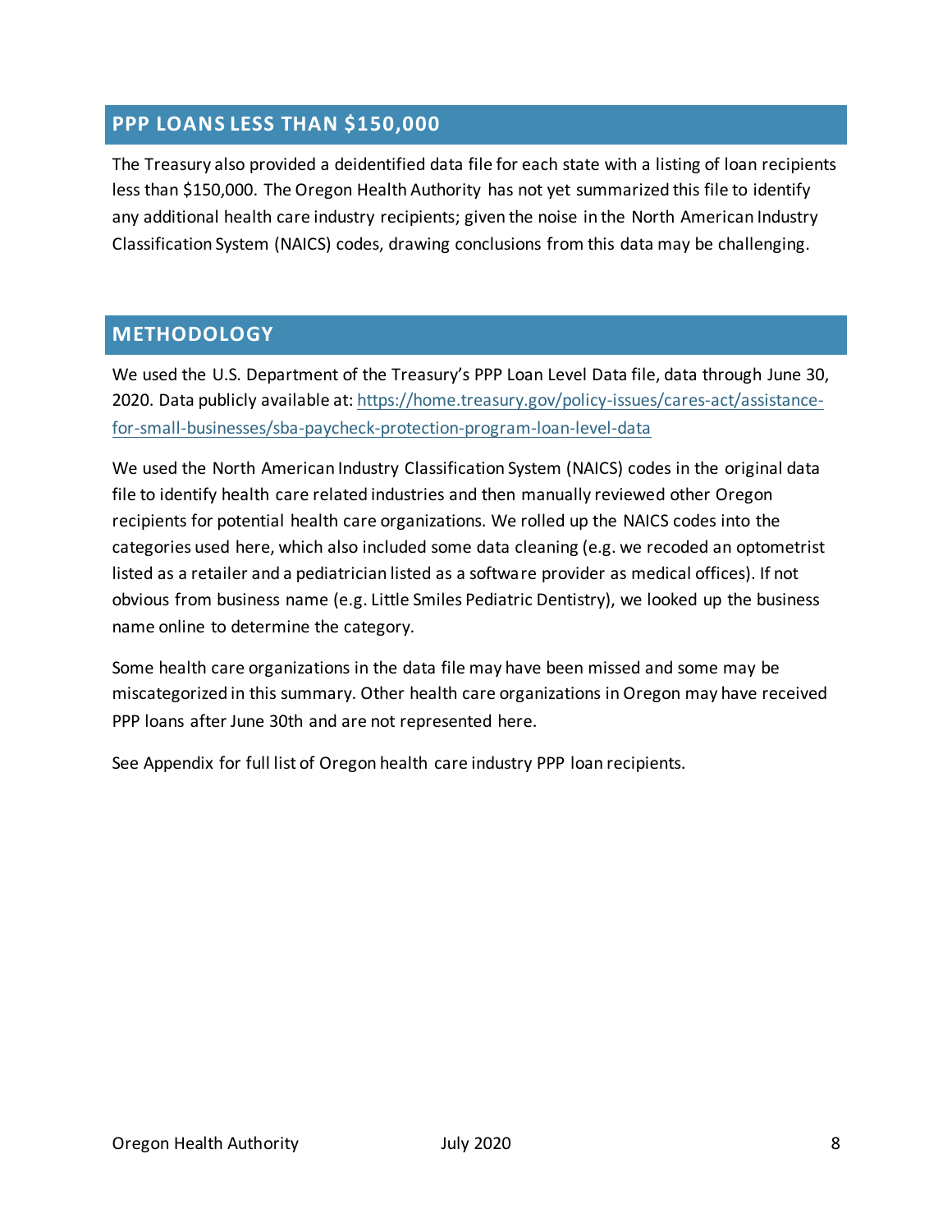## PPP LOANS LESS THAN $150,000

The Treasury also provided a deidentified data file for each state with a listing of loan recipients less than $150,000. The Oregon Health Authority has not yet summarized this file to identify any additional health care industry recipients; given the noise in the North American Industry Classification System (NAICS) codes, drawing conclusions from this data may be challenging.

## METHODOLOGY

We used the U.S. Department of the Treasury's PPP Loan Level Data file, data through June 30, 2020. Data publicly available at: [https://home.treasury.gov/policy-issues/cares-act/assistance-for-small-businesses/sba-paycheck-protection-program-loan-level-data](https://home.treasury.gov/policy-issues/cares-act/assistance-for-small-businesses/sba-paycheck-protection-program-loan-level-data)

We used the North American Industry Classification System (NAICS) codes in the original data file to identify health care related industries and then manually reviewed other Oregon recipients for potential health care organizations. We rolled up the NAICS codes into the categories used here, which also included some data cleaning (e.g. we recoded an optometrist listed as a retailer and a pediatrician listed as a software provider as medical offices). If not obvious from business name (e.g. Little Smiles Pediatric Dentistry), we looked up the business name online to determine the category.

Some health care organizations in the data file may have been missed and some may be miscategorized in this summary. Other health care organizations in Oregon may have received PPP loans after June 30th and are not represented here.

See Appendix for full list of Oregon health care industry PPP loan recipients.